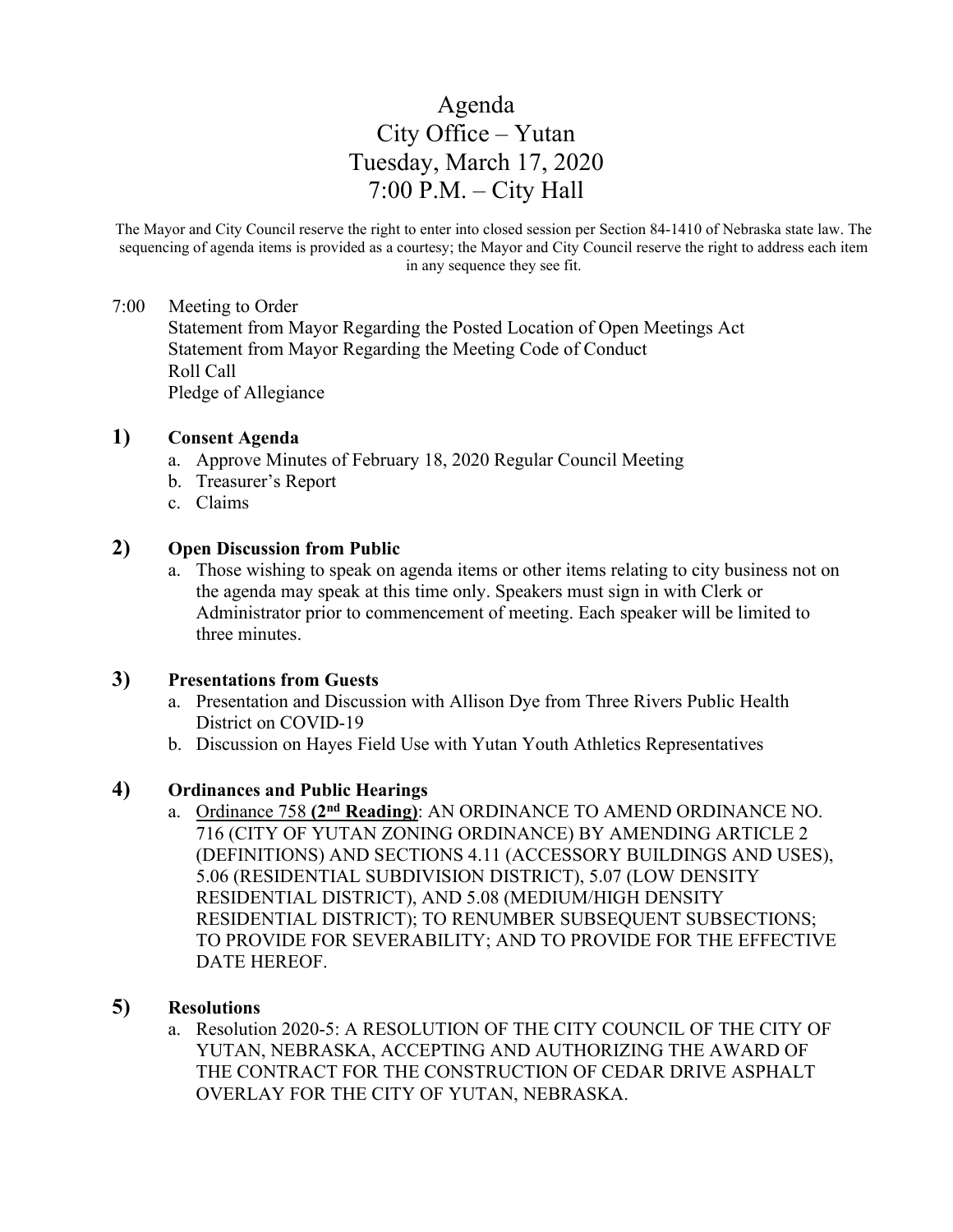# Agenda
# City Office – Yutan
# Tuesday, March 17, 2020
# 7:00 P.M. – City Hall

The Mayor and City Council reserve the right to enter into closed session per Section 84-1410 of Nebraska state law. The sequencing of agenda items is provided as a courtesy; the Mayor and City Council reserve the right to address each item in any sequence they see fit.

7:00 Meeting to Order
Statement from Mayor Regarding the Posted Location of Open Meetings Act
Statement from Mayor Regarding the Meeting Code of Conduct
Roll Call
Pledge of Allegiance

**1) Consent Agenda**

a. Approve Minutes of February 18, 2020 Regular Council Meeting
b. Treasurer's Report
c. Claims

**2) Open Discussion from Public**

a. Those wishing to speak on agenda items or other items relating to city business not on the agenda may speak at this time only. Speakers must sign in with Clerk or Administrator prior to commencement of meeting. Each speaker will be limited to three minutes.

**3) Presentations from Guests**

a. Presentation and Discussion with Allison Dye from Three Rivers Public Health District on COVID-19
b. Discussion on Hayes Field Use with Yutan Youth Athletics Representatives

**4) Ordinances and Public Hearings**

a. Ordinance 758 **(2nd Reading)**: AN ORDINANCE TO AMEND ORDINANCE NO. 716 (CITY OF YUTAN ZONING ORDINANCE) BY AMENDING ARTICLE 2 (DEFINITIONS) AND SECTIONS 4.11 (ACCESSORY BUILDINGS AND USES), 5.06 (RESIDENTIAL SUBDIVISION DISTRICT), 5.07 (LOW DENSITY RESIDENTIAL DISTRICT), AND 5.08 (MEDIUM/HIGH DENSITY RESIDENTIAL DISTRICT); TO RENUMBER SUBSEQUENT SUBSECTIONS; TO PROVIDE FOR SEVERABILITY; AND TO PROVIDE FOR THE EFFECTIVE DATE HEREOF.

**5) Resolutions**

a. Resolution 2020-5: A RESOLUTION OF THE CITY COUNCIL OF THE CITY OF YUTAN, NEBRASKA, ACCEPTING AND AUTHORIZING THE AWARD OF THE CONTRACT FOR THE CONSTRUCTION OF CEDAR DRIVE ASPHALT OVERLAY FOR THE CITY OF YUTAN, NEBRASKA.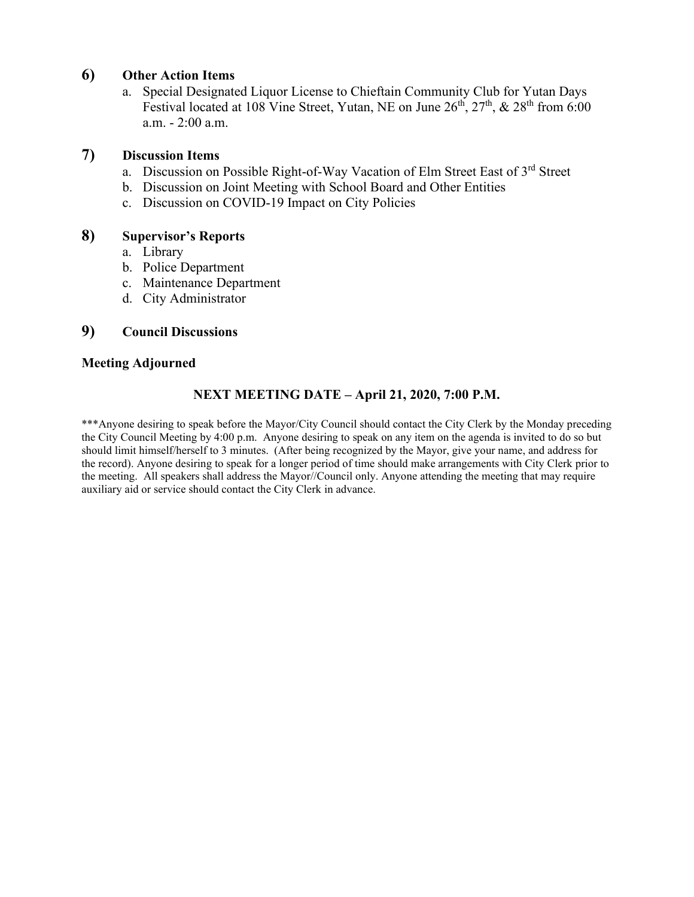## 6) Other Action Items

a. Special Designated Liquor License to Chieftain Community Club for Yutan Days Festival located at 108 Vine Street, Yutan, NE on June 26th, 27th, & 28th from 6:00 a.m. - 2:00 a.m.

## 7) Discussion Items

a. Discussion on Possible Right-of-Way Vacation of Elm Street East of 3rd Street
b. Discussion on Joint Meeting with School Board and Other Entities
c. Discussion on COVID-19 Impact on City Policies

## 8) Supervisor's Reports

a. Library
b. Police Department
c. Maintenance Department
d. City Administrator

## 9) Council Discussions

**Meeting Adjourned**

**NEXT MEETING DATE – April 21, 2020, 7:00 P.M.**

***Anyone desiring to speak before the Mayor/City Council should contact the City Clerk by the Monday preceding the City Council Meeting by 4:00 p.m. Anyone desiring to speak on any item on the agenda is invited to do so but should limit himself/herself to 3 minutes. (After being recognized by the Mayor, give your name, and address for the record). Anyone desiring to speak for a longer period of time should make arrangements with City Clerk prior to the meeting. All speakers shall address the Mayor//Council only. Anyone attending the meeting that may require auxiliary aid or service should contact the City Clerk in advance.